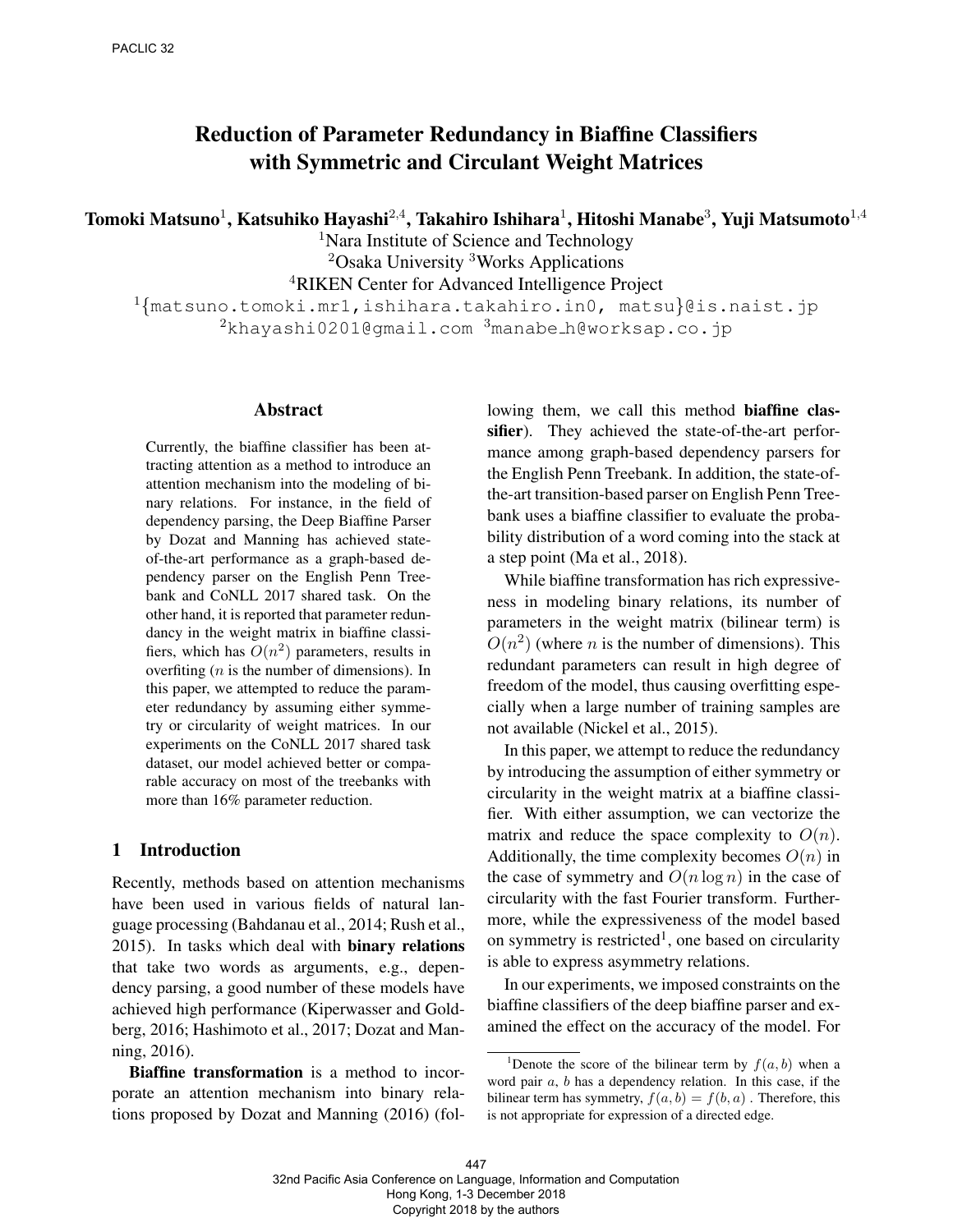# Reduction of Parameter Redundancy in Biaffine Classifiers with Symmetric and Circulant Weight Matrices

**Tomoki Matsuno**[1], **Katsuhiko Hayashi**[2,4], **Takahiro Ishihara**[1], **Hitoshi Manabe**[3], **Yuji Matsumoto**[1,4]

[1]Nara Institute of Science and Technology
[2]Osaka University [3]Works Applications
[4]RIKEN Center for Advanced Intelligence Project
[1]{matsuno.tomoki.mr1,ishihara.takahiro.in0, matsu}@is.naist.jp
[2]khayashi0201@gmail.com [3]manabe_h@worksap.co.jp

## Abstract

Currently, the biaffine classifier has been attracting attention as a method to introduce an attention mechanism into the modeling of binary relations. For instance, in the field of dependency parsing, the Deep Biaffine Parser by Dozat and Manning has achieved state-of-the-art performance as a graph-based dependency parser on the English Penn Treebank and CoNLL 2017 shared task. On the other hand, it is reported that parameter redundancy in the weight matrix in biaffine classifiers, which has $O(n^2)$ parameters, results in overfiting ($n$ is the number of dimensions). In this paper, we attempted to reduce the parameter redundancy by assuming either symmetry or circularity of weight matrices. In our experiments on the CoNLL 2017 shared task dataset, our model achieved better or comparable accuracy on most of the treebanks with more than 16% parameter reduction.

## 1 Introduction

Recently, methods based on attention mechanisms have been used in various fields of natural language processing (Bahdanau et al., 2014; Rush et al., 2015). In tasks which deal with **binary relations** that take two words as arguments, e.g., dependency parsing, a good number of these models have achieved high performance (Kiperwasser and Goldberg, 2016; Hashimoto et al., 2017; Dozat and Manning, 2016).

**Biaffine transformation** is a method to incorporate an attention mechanism into binary relations proposed by Dozat and Manning (2016) (following them, we call this method **biaffine classifier**). They achieved the state-of-the-art performance among graph-based dependency parsers for the English Penn Treebank. In addition, the state-of-the-art transition-based parser on English Penn Treebank uses a biaffine classifier to evaluate the probability distribution of a word coming into the stack at a step point (Ma et al., 2018).

While biaffine transformation has rich expressiveness in modeling binary relations, its number of parameters in the weight matrix (bilinear term) is $O(n^2)$ (where $n$ is the number of dimensions). This redundant parameters can result in high degree of freedom of the model, thus causing overfitting especially when a large number of training samples are not available (Nickel et al., 2015).

In this paper, we attempt to reduce the redundancy by introducing the assumption of either symmetry or circularity in the weight matrix at a biaffine classifier. With either assumption, we can vectorize the matrix and reduce the space complexity to $O(n)$. Additionally, the time complexity becomes $O(n)$ in the case of symmetry and $O(n \log n)$ in the case of circularity with the fast Fourier transform. Furthermore, while the expressiveness of the model based on symmetry is restricted[1], one based on circularity is able to express asymmetry relations.

In our experiments, we imposed constraints on the biaffine classifiers of the deep biaffine parser and examined the effect on the accuracy of the model. For

[1]Denote the score of the bilinear term by $f(a, b)$ when a word pair $a$, $b$ has a dependency relation. In this case, if the bilinear term has symmetry, $f(a, b) = f(b, a)$ . Therefore, this is not appropriate for expression of a directed edge.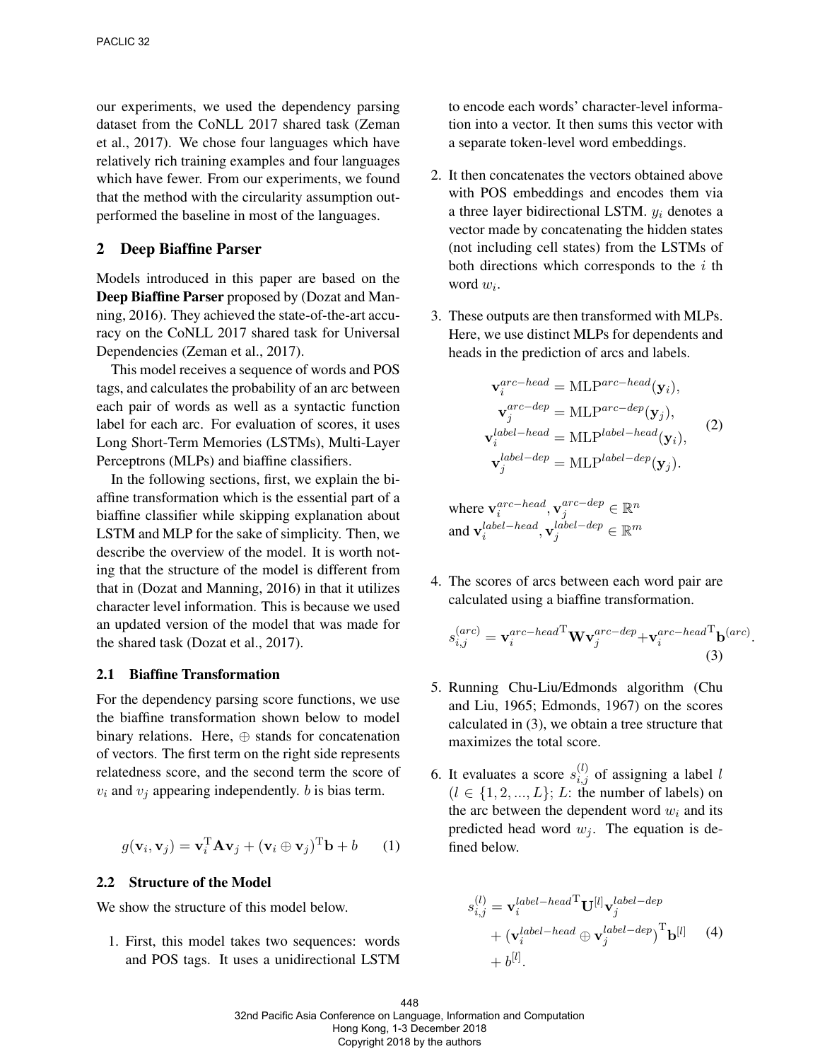our experiments, we used the dependency parsing dataset from the CoNLL 2017 shared task (Zeman et al., 2017). We chose four languages which have relatively rich training examples and four languages which have fewer. From our experiments, we found that the method with the circularity assumption outperformed the baseline in most of the languages.

## 2 Deep Biaffine Parser

Models introduced in this paper are based on the **Deep Biaffine Parser** proposed by (Dozat and Manning, 2016). They achieved the state-of-the-art accuracy on the CoNLL 2017 shared task for Universal Dependencies (Zeman et al., 2017).

This model receives a sequence of words and POS tags, and calculates the probability of an arc between each pair of words as well as a syntactic function label for each arc. For evaluation of scores, it uses Long Short-Term Memories (LSTMs), Multi-Layer Perceptrons (MLPs) and biaffine classifiers.

In the following sections, first, we explain the biaffine transformation which is the essential part of a biaffine classifier while skipping explanation about LSTM and MLP for the sake of simplicity. Then, we describe the overview of the model. It is worth noting that the structure of the model is different from that in (Dozat and Manning, 2016) in that it utilizes character level information. This is because we used an updated version of the model that was made for the shared task (Dozat et al., 2017).

### 2.1 Biaffine Transformation

For the dependency parsing score functions, we use the biaffine transformation shown below to model binary relations. Here, $\oplus$ stands for concatenation of vectors. The first term on the right side represents relatedness score, and the second term the score of $v_i$ and $v_j$ appearing independently. $b$ is bias term.

$$g(\mathbf{v}_i, \mathbf{v}_j) = \mathbf{v}_i^{\mathrm{T}} \mathbf{A} \mathbf{v}_j + (\mathbf{v}_i \oplus \mathbf{v}_j)^{\mathrm{T}} \mathbf{b} + b \quad (1)$$

### 2.2 Structure of the Model

We show the structure of this model below.

1. First, this model takes two sequences: words and POS tags. It uses a unidirectional LSTM to encode each words' character-level information into a vector. It then sums this vector with a separate token-level word embeddings.

2. It then concatenates the vectors obtained above with POS embeddings and encodes them via a three layer bidirectional LSTM. $y_i$ denotes a vector made by concatenating the hidden states (not including cell states) from the LSTMs of both directions which corresponds to the $i$ th word $w_i$.

3. These outputs are then transformed with MLPs. Here, we use distinct MLPs for dependents and heads in the prediction of arcs and labels.

$$\begin{aligned} \mathbf{v}_i^{arc-head} &= \mathrm{MLP}^{arc-head}(\mathbf{y}_i), \\ \mathbf{v}_j^{arc-dep} &= \mathrm{MLP}^{arc-dep}(\mathbf{y}_j), \\ \mathbf{v}_i^{label-head} &= \mathrm{MLP}^{label-head}(\mathbf{y}_i), \\ \mathbf{v}_j^{label-dep} &= \mathrm{MLP}^{label-dep}(\mathbf{y}_j). \end{aligned} \quad (2)$$

where $\mathbf{v}_i^{arc-head}, \mathbf{v}_j^{arc-dep} \in \mathbb{R}^n$ and $\mathbf{v}_i^{label-head}, \mathbf{v}_j^{label-dep} \in \mathbb{R}^m$

4. The scores of arcs between each word pair are calculated using a biaffine transformation.

$$s_{i,j}^{(arc)} = \mathbf{v}_i^{arc-head\mathrm{T}} \mathbf{W} \mathbf{v}_j^{arc-dep} + \mathbf{v}_i^{arc-head\mathrm{T}} \mathbf{b}^{(arc)}. \quad (3)$$

5. Running Chu-Liu/Edmonds algorithm (Chu and Liu, 1965; Edmonds, 1967) on the scores calculated in (3), we obtain a tree structure that maximizes the total score.

6. It evaluates a score $s_{i,j}^{(l)}$ of assigning a label $l$ ($l \in \{1, 2, ..., L\}$; $L$: the number of labels) on the arc between the dependent word $w_i$ and its predicted head word $w_j$. The equation is defined below.

$$\begin{aligned} s_{i,j}^{(l)} &= \mathbf{v}_i^{label-head\mathrm{T}} \mathbf{U}^{[l]} \mathbf{v}_j^{label-dep} \\ &+ (\mathbf{v}_i^{label-head} \oplus \mathbf{v}_j^{label-dep})^{\mathrm{T}} \mathbf{b}^{[l]} \\ &+ b^{[l]}. \end{aligned} \quad (4)$$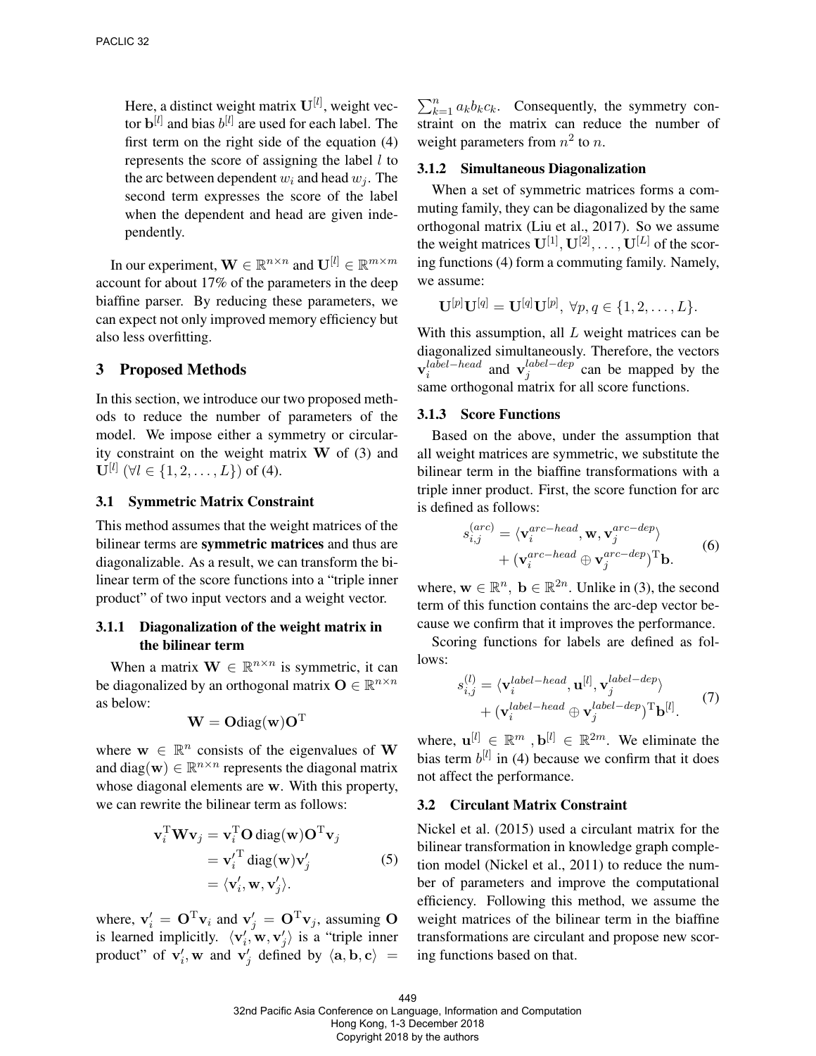Here, a distinct weight matrix $\mathbf{U}^{[l]}$, weight vector $\mathbf{b}^{[l]}$ and bias $b^{[l]}$ are used for each label. The first term on the right side of the equation (4) represents the score of assigning the label $l$ to the arc between dependent $w_i$ and head $w_j$. The second term expresses the score of the label when the dependent and head are given independently.

In our experiment, $\mathbf{W} \in \mathbb{R}^{n \times n}$ and $\mathbf{U}^{[l]} \in \mathbb{R}^{m \times m}$ account for about 17% of the parameters in the deep biaffine parser. By reducing these parameters, we can expect not only improved memory efficiency but also less overfitting.

## 3 Proposed Methods

In this section, we introduce our two proposed methods to reduce the number of parameters of the model. We impose either a symmetry or circularity constraint on the weight matrix $\mathbf{W}$ of (3) and $\mathbf{U}^{[l]}$ ($\forall l \in \{1, 2, \dots, L\}$) of (4).

### 3.1 Symmetric Matrix Constraint

This method assumes that the weight matrices of the bilinear terms are **symmetric matrices** and thus are diagonalizable. As a result, we can transform the bilinear term of the score functions into a "triple inner product" of two input vectors and a weight vector.

#### 3.1.1 Diagonalization of the weight matrix in the bilinear term

When a matrix $\mathbf{W} \in \mathbb{R}^{n \times n}$ is symmetric, it can be diagonalized by an orthogonal matrix $\mathbf{O} \in \mathbb{R}^{n \times n}$ as below:

$$\mathbf{W} = \mathbf{O}\mathrm{diag}(\mathbf{w})\mathbf{O}^{\mathrm{T}}$$

where $\mathbf{w} \in \mathbb{R}^n$ consists of the eigenvalues of $\mathbf{W}$ and $\mathrm{diag}(\mathbf{w}) \in \mathbb{R}^{n \times n}$ represents the diagonal matrix whose diagonal elements are $\mathbf{w}$. With this property, we can rewrite the bilinear term as follows:

$$\begin{aligned} \mathbf{v}_i^{\mathrm{T}}\mathbf{W}\mathbf{v}_j &= \mathbf{v}_i^{\mathrm{T}}\mathbf{O}\,\mathrm{diag}(\mathbf{w})\mathbf{O}^{\mathrm{T}}\mathbf{v}_j \\ &= \mathbf{v}_i'^{\mathrm{T}}\,\mathrm{diag}(\mathbf{w})\mathbf{v}_j' \\ &= \langle \mathbf{v}_i', \mathbf{w}, \mathbf{v}_j' \rangle. \end{aligned} \tag{5}$$

where, $\mathbf{v}_i' = \mathbf{O}^{\mathrm{T}}\mathbf{v}_i$ and $\mathbf{v}_j' = \mathbf{O}^{\mathrm{T}}\mathbf{v}_j$, assuming $\mathbf{O}$ is learned implicitly. $\langle \mathbf{v}_i', \mathbf{w}, \mathbf{v}_j' \rangle$ is a "triple inner product" of $\mathbf{v}_i', \mathbf{w}$ and $\mathbf{v}_j'$ defined by $\langle \mathbf{a}, \mathbf{b}, \mathbf{c} \rangle = \sum_{k=1}^{n} a_k b_k c_k$. Consequently, the symmetry constraint on the matrix can reduce the number of weight parameters from $n^2$ to $n$.

#### 3.1.2 Simultaneous Diagonalization

When a set of symmetric matrices forms a commuting family, they can be diagonalized by the same orthogonal matrix (Liu et al., 2017). So we assume the weight matrices $\mathbf{U}^{[1]}, \mathbf{U}^{[2]}, \dots, \mathbf{U}^{[L]}$ of the scoring functions (4) form a commuting family. Namely, we assume:

$$\mathbf{U}^{[p]}\mathbf{U}^{[q]} = \mathbf{U}^{[q]}\mathbf{U}^{[p]},\ \forall p, q \in \{1, 2, \dots, L\}.$$

With this assumption, all $L$ weight matrices can be diagonalized simultaneously. Therefore, the vectors $\mathbf{v}_i^{label-head}$ and $\mathbf{v}_j^{label-dep}$ can be mapped by the same orthogonal matrix for all score functions.

#### 3.1.3 Score Functions

Based on the above, under the assumption that all weight matrices are symmetric, we substitute the bilinear term in the biaffine transformations with a triple inner product. First, the score function for arc is defined as follows:

$$\begin{aligned} s_{i,j}^{(arc)} &= \langle \mathbf{v}_i^{arc-head}, \mathbf{w}, \mathbf{v}_j^{arc-dep} \rangle \\ &\quad + (\mathbf{v}_i^{arc-head} \oplus \mathbf{v}_j^{arc-dep})^{\mathrm{T}}\mathbf{b}. \end{aligned} \tag{6}$$

where, $\mathbf{w} \in \mathbb{R}^n,\ \mathbf{b} \in \mathbb{R}^{2n}$. Unlike in (3), the second term of this function contains the arc-dep vector because we confirm that it improves the performance.

Scoring functions for labels are defined as follows:

$$\begin{aligned} s_{i,j}^{(l)} &= \langle \mathbf{v}_i^{label-head}, \mathbf{u}^{[l]}, \mathbf{v}_j^{label-dep} \rangle \\ &\quad + (\mathbf{v}_i^{label-head} \oplus \mathbf{v}_j^{label-dep})^{\mathrm{T}}\mathbf{b}^{[l]}. \end{aligned} \tag{7}$$

where, $\mathbf{u}^{[l]} \in \mathbb{R}^m$ , $\mathbf{b}^{[l]} \in \mathbb{R}^{2m}$. We eliminate the bias term $b^{[l]}$ in (4) because we confirm that it does not affect the performance.

### 3.2 Circulant Matrix Constraint

Nickel et al. (2015) used a circulant matrix for the bilinear transformation in knowledge graph completion model (Nickel et al., 2011) to reduce the number of parameters and improve the computational efficiency. Following this method, we assume the weight matrices of the bilinear term in the biaffine transformations are circulant and propose new scoring functions based on that.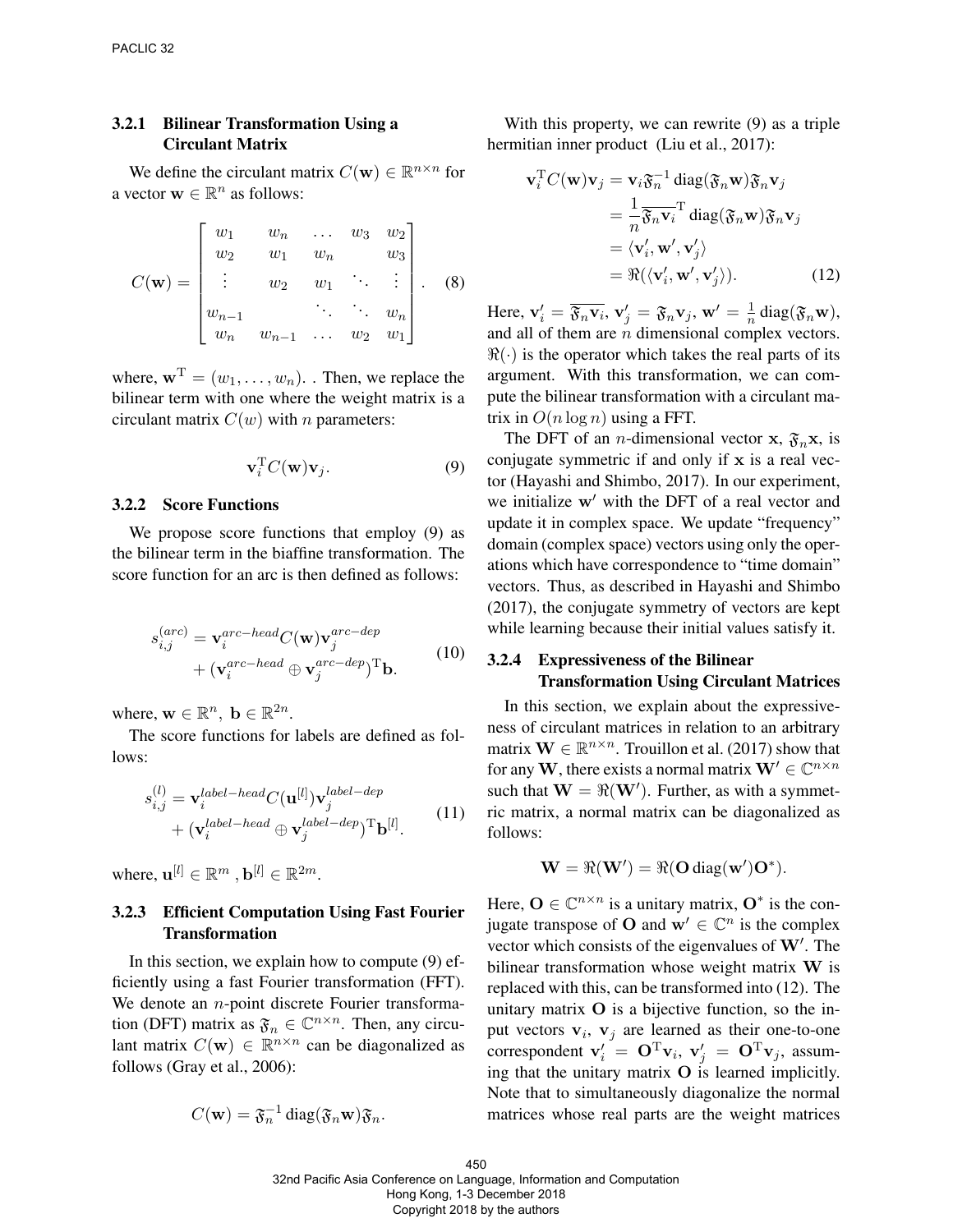### 3.2.1 Bilinear Transformation Using a Circulant Matrix

We define the circulant matrix $C(\mathbf{w}) \in \mathbb{R}^{n\times n}$ for a vector $\mathbf{w} \in \mathbb{R}^n$ as follows:

$$C(\mathbf{w}) = \begin{bmatrix} w_1 & w_n & \dots & w_3 & w_2 \\ w_2 & w_1 & w_n & & w_3 \\ \vdots & w_2 & w_1 & \ddots & \vdots \\ w_{n-1} & & \ddots & \ddots & w_n \\ w_n & w_{n-1} & \dots & w_2 & w_1 \end{bmatrix}. \quad (8)$$

where, $\mathbf{w}^{\mathrm{T}} = (w_1, \dots, w_n)$. . Then, we replace the bilinear term with one where the weight matrix is a circulant matrix $C(w)$ with $n$ parameters:

$$\mathbf{v}_i^{\mathrm{T}} C(\mathbf{w}) \mathbf{v}_j. \quad (9)$$

### 3.2.2 Score Functions

We propose score functions that employ (9) as the bilinear term in the biaffine transformation. The score function for an arc is then defined as follows:

$$\begin{aligned} s_{i,j}^{(arc)} &= \mathbf{v}_i^{arc-head} C(\mathbf{w}) \mathbf{v}_j^{arc-dep} \\ &+ (\mathbf{v}_i^{arc-head} \oplus \mathbf{v}_j^{arc-dep})^{\mathrm{T}} \mathbf{b}. \end{aligned} \quad (10)$$

where, $\mathbf{w} \in \mathbb{R}^n,\ \mathbf{b} \in \mathbb{R}^{2n}$.

The score functions for labels are defined as follows:

$$\begin{aligned} s_{i,j}^{(l)} &= \mathbf{v}_i^{label-head} C(\mathbf{u}^{[l]}) \mathbf{v}_j^{label-dep} \\ &+ (\mathbf{v}_i^{label-head} \oplus \mathbf{v}_j^{label-dep})^{\mathrm{T}} \mathbf{b}^{[l]}. \end{aligned} \quad (11)$$

where, $\mathbf{u}^{[l]} \in \mathbb{R}^m$ , $\mathbf{b}^{[l]} \in \mathbb{R}^{2m}$.

### 3.2.3 Efficient Computation Using Fast Fourier Transformation

In this section, we explain how to compute (9) efficiently using a fast Fourier transformation (FFT). We denote an $n$-point discrete Fourier transformation (DFT) matrix as $\mathfrak{F}_n \in \mathbb{C}^{n\times n}$. Then, any circulant matrix $C(\mathbf{w}) \in \mathbb{R}^{n\times n}$ can be diagonalized as follows (Gray et al., 2006):

$$C(\mathbf{w}) = \mathfrak{F}_n^{-1} \operatorname{diag}(\mathfrak{F}_n \mathbf{w}) \mathfrak{F}_n.$$

With this property, we can rewrite (9) as a triple hermitian inner product (Liu et al., 2017):

$$\begin{aligned} \mathbf{v}_i^{\mathrm{T}} C(\mathbf{w}) \mathbf{v}_j &= \mathbf{v}_i \mathfrak{F}_n^{-1} \operatorname{diag}(\mathfrak{F}_n \mathbf{w}) \mathfrak{F}_n \mathbf{v}_j \\ &= \frac{1}{n} \overline{\mathfrak{F}_n \mathbf{v}_i}^{\mathrm{T}} \operatorname{diag}(\mathfrak{F}_n \mathbf{w}) \mathfrak{F}_n \mathbf{v}_j \\ &= \langle \mathbf{v}'_i, \mathbf{w}', \mathbf{v}'_j \rangle \\ &= \Re(\langle \mathbf{v}'_i, \mathbf{w}', \mathbf{v}'_j \rangle). \end{aligned} \quad (12)$$

Here, $\mathbf{v}'_i = \overline{\mathfrak{F}_n \mathbf{v}_i}$, $\mathbf{v}'_j = \mathfrak{F}_n \mathbf{v}_j$, $\mathbf{w}' = \frac{1}{n} \operatorname{diag}(\mathfrak{F}_n \mathbf{w})$, and all of them are $n$ dimensional complex vectors. $\Re(\cdot)$ is the operator which takes the real parts of its argument. With this transformation, we can compute the bilinear transformation with a circulant matrix in $O(n \log n)$ using a FFT.

The DFT of an $n$-dimensional vector $\mathbf{x}$, $\mathfrak{F}_n \mathbf{x}$, is conjugate symmetric if and only if $\mathbf{x}$ is a real vector (Hayashi and Shimbo, 2017). In our experiment, we initialize $\mathbf{w}'$ with the DFT of a real vector and update it in complex space. We update "frequency" domain (complex space) vectors using only the operations which have correspondence to "time domain" vectors. Thus, as described in Hayashi and Shimbo (2017), the conjugate symmetry of vectors are kept while learning because their initial values satisfy it.

### 3.2.4 Expressiveness of the Bilinear Transformation Using Circulant Matrices

In this section, we explain about the expressiveness of circulant matrices in relation to an arbitrary matrix $\mathbf{W} \in \mathbb{R}^{n\times n}$. Trouillon et al. (2017) show that for any $\mathbf{W}$, there exists a normal matrix $\mathbf{W}' \in \mathbb{C}^{n\times n}$ such that $\mathbf{W} = \Re(\mathbf{W}')$. Further, as with a symmetric matrix, a normal matrix can be diagonalized as follows:

$$\mathbf{W} = \Re(\mathbf{W}') = \Re(\mathbf{O} \operatorname{diag}(\mathbf{w}') \mathbf{O}^*).$$

Here, $\mathbf{O} \in \mathbb{C}^{n\times n}$ is a unitary matrix, $\mathbf{O}^*$ is the conjugate transpose of $\mathbf{O}$ and $\mathbf{w}' \in \mathbb{C}^n$ is the complex vector which consists of the eigenvalues of $\mathbf{W}'$. The bilinear transformation whose weight matrix $\mathbf{W}$ is replaced with this, can be transformed into (12). The unitary matrix $\mathbf{O}$ is a bijective function, so the input vectors $\mathbf{v}_i$, $\mathbf{v}_j$ are learned as their one-to-one correspondent $\mathbf{v}'_i = \mathbf{O}^{\mathrm{T}} \mathbf{v}_i$, $\mathbf{v}'_j = \mathbf{O}^{\mathrm{T}} \mathbf{v}_j$, assuming that the unitary matrix $\mathbf{O}$ is learned implicitly. Note that to simultaneously diagonalize the normal matrices whose real parts are the weight matrices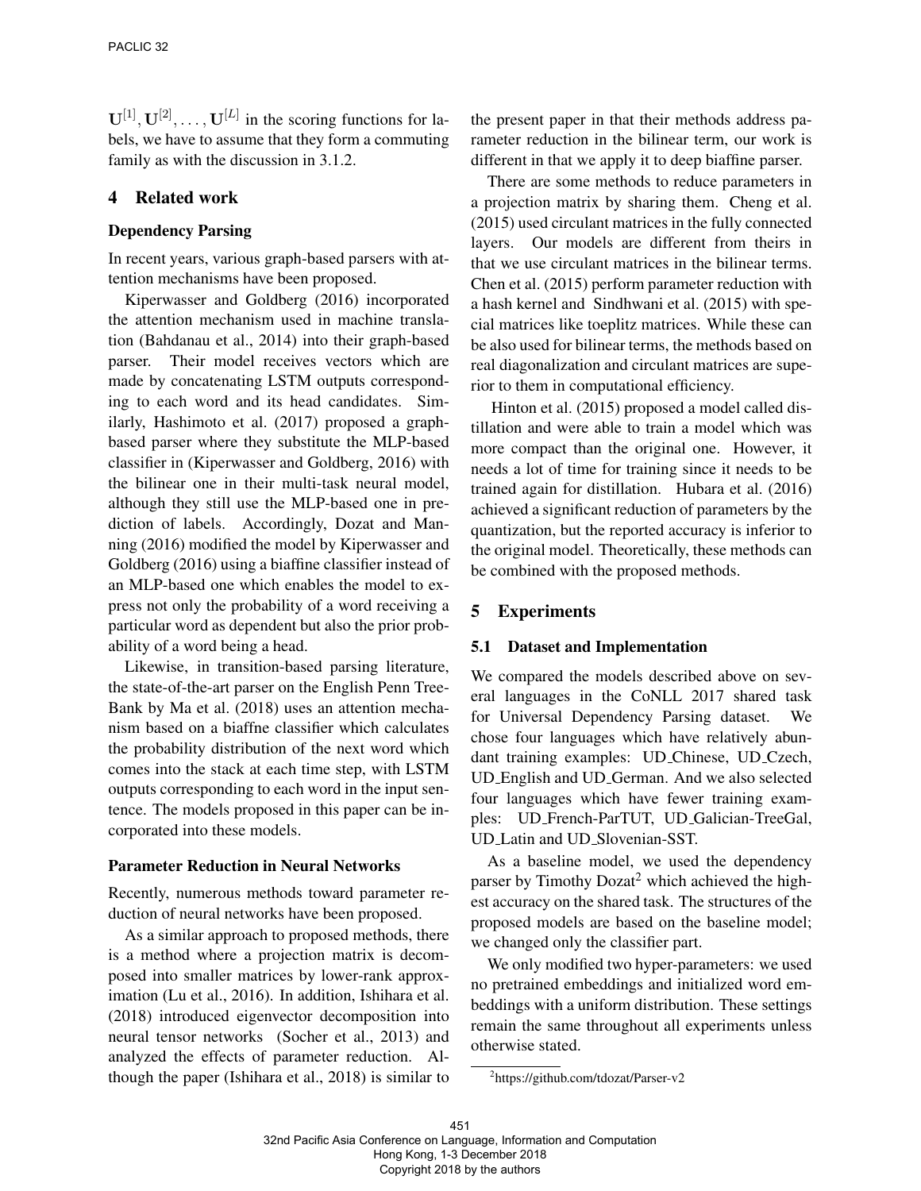$\mathbf{U}^{[1]}, \mathbf{U}^{[2]}, \dots, \mathbf{U}^{[L]}$ in the scoring functions for labels, we have to assume that they form a commuting family as with the discussion in 3.1.2.

## 4 Related work

### Dependency Parsing

In recent years, various graph-based parsers with attention mechanisms have been proposed.

Kiperwasser and Goldberg (2016) incorporated the attention mechanism used in machine translation (Bahdanau et al., 2014) into their graph-based parser. Their model receives vectors which are made by concatenating LSTM outputs corresponding to each word and its head candidates. Similarly, Hashimoto et al. (2017) proposed a graph-based parser where they substitute the MLP-based classifier in (Kiperwasser and Goldberg, 2016) with the bilinear one in their multi-task neural model, although they still use the MLP-based one in prediction of labels. Accordingly, Dozat and Manning (2016) modified the model by Kiperwasser and Goldberg (2016) using a biaffine classifier instead of an MLP-based one which enables the model to express not only the probability of a word receiving a particular word as dependent but also the prior probability of a word being a head.

Likewise, in transition-based parsing literature, the state-of-the-art parser on the English Penn TreeBank by Ma et al. (2018) uses an attention mechanism based on a biaffne classifier which calculates the probability distribution of the next word which comes into the stack at each time step, with LSTM outputs corresponding to each word in the input sentence. The models proposed in this paper can be incorporated into these models.

### Parameter Reduction in Neural Networks

Recently, numerous methods toward parameter reduction of neural networks have been proposed.

As a similar approach to proposed methods, there is a method where a projection matrix is decomposed into smaller matrices by lower-rank approximation (Lu et al., 2016). In addition, Ishihara et al. (2018) introduced eigenvector decomposition into neural tensor networks (Socher et al., 2013) and analyzed the effects of parameter reduction. Although the paper (Ishihara et al., 2018) is similar to the present paper in that their methods address parameter reduction in the bilinear term, our work is different in that we apply it to deep biaffine parser.

There are some methods to reduce parameters in a projection matrix by sharing them. Cheng et al. (2015) used circulant matrices in the fully connected layers. Our models are different from theirs in that we use circulant matrices in the bilinear terms. Chen et al. (2015) perform parameter reduction with a hash kernel and Sindhwani et al. (2015) with special matrices like toeplitz matrices. While these can be also used for bilinear terms, the methods based on real diagonalization and circulant matrices are superior to them in computational efficiency.

Hinton et al. (2015) proposed a model called distillation and were able to train a model which was more compact than the original one. However, it needs a lot of time for training since it needs to be trained again for distillation. Hubara et al. (2016) achieved a significant reduction of parameters by the quantization, but the reported accuracy is inferior to the original model. Theoretically, these methods can be combined with the proposed methods.

## 5 Experiments

### 5.1 Dataset and Implementation

We compared the models described above on several languages in the CoNLL 2017 shared task for Universal Dependency Parsing dataset. We chose four languages which have relatively abundant training examples: UD_Chinese, UD_Czech, UD_English and UD_German. And we also selected four languages which have fewer training examples: UD_French-ParTUT, UD_Galician-TreeGal, UD_Latin and UD_Slovenian-SST.

As a baseline model, we used the dependency parser by Timothy Dozat[2] which achieved the highest accuracy on the shared task. The structures of the proposed models are based on the baseline model; we changed only the classifier part.

We only modified two hyper-parameters: we used no pretrained embeddings and initialized word embeddings with a uniform distribution. These settings remain the same throughout all experiments unless otherwise stated.

[2] https://github.com/tdozat/Parser-v2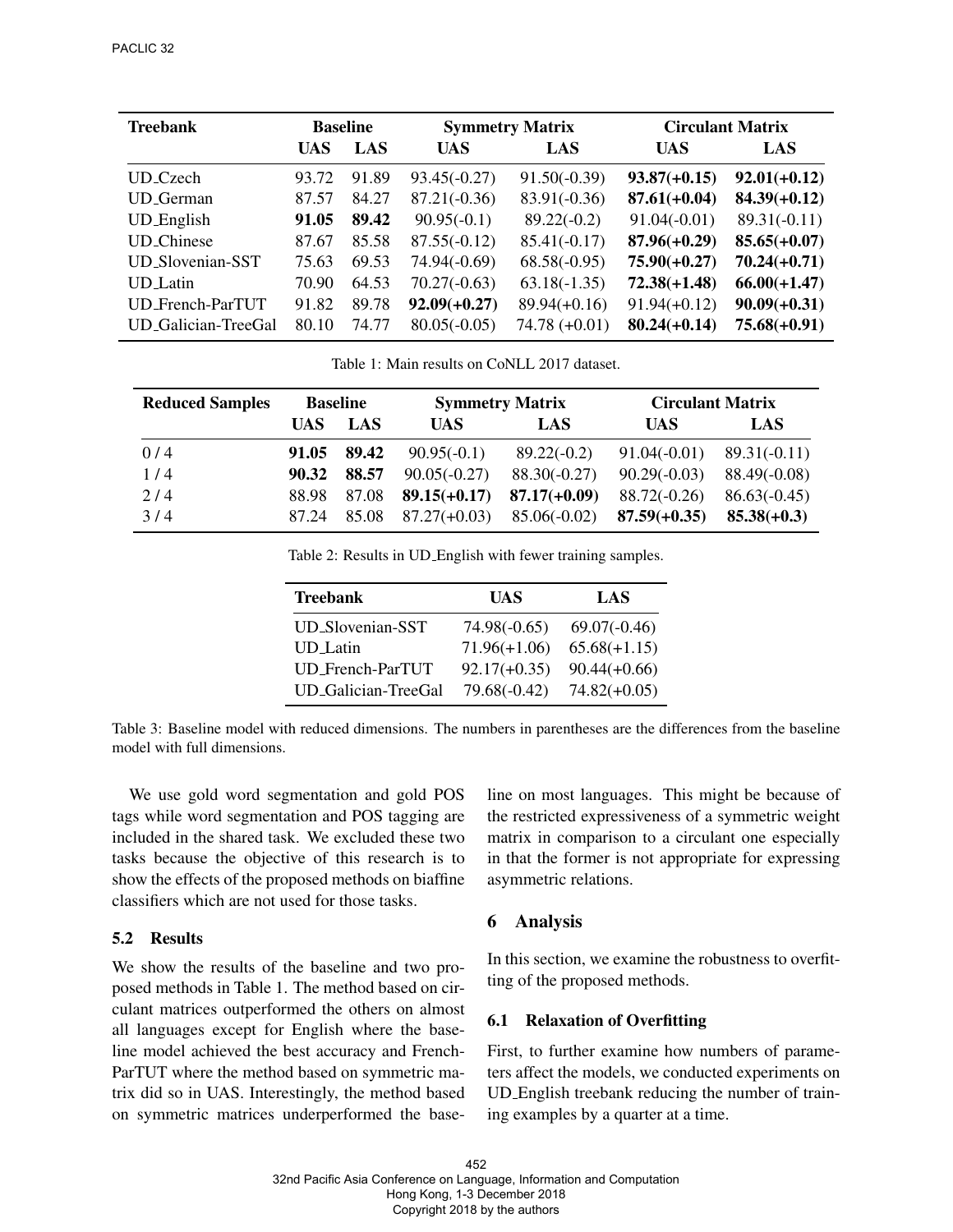| Treebank | Baseline | | Symmetry Matrix | | Circulant Matrix | |
|---|---|---|---|---|---|---|
| | UAS | LAS | UAS | LAS | UAS | LAS |
| UD_Czech | 93.72 | 91.89 | 93.45(-0.27) | 91.50(-0.39) | **93.87(+0.15)** | **92.01(+0.12)** |
| UD_German | 87.57 | 84.27 | 87.21(-0.36) | 83.91(-0.36) | **87.61(+0.04)** | **84.39(+0.12)** |
| UD_English | **91.05** | **89.42** | 90.95(-0.1) | 89.22(-0.2) | 91.04(-0.01) | 89.31(-0.11) |
| UD_Chinese | 87.67 | 85.58 | 87.55(-0.12) | 85.41(-0.17) | **87.96(+0.29)** | **85.65(+0.07)** |
| UD_Slovenian-SST | 75.63 | 69.53 | 74.94(-0.69) | 68.58(-0.95) | **75.90(+0.27)** | **70.24(+0.71)** |
| UD_Latin | 70.90 | 64.53 | 70.27(-0.63) | 63.18(-1.35) | **72.38(+1.48)** | **66.00(+1.47)** |
| UD_French-ParTUT | 91.82 | 89.78 | **92.09(+0.27)** | 89.94(+0.16) | 91.94(+0.12) | **90.09(+0.31)** |
| UD_Galician-TreeGal | 80.10 | 74.77 | 80.05(-0.05) | 74.78 (+0.01) | **80.24(+0.14)** | **75.68(+0.91)** |

Table 1: Main results on CoNLL 2017 dataset.

| Reduced Samples | Baseline | | Symmetry Matrix | | Circulant Matrix | |
|---|---|---|---|---|---|---|
| | UAS | LAS | UAS | LAS | UAS | LAS |
| 0 / 4 | **91.05** | **89.42** | 90.95(-0.1) | 89.22(-0.2) | 91.04(-0.01) | 89.31(-0.11) |
| 1 / 4 | **90.32** | **88.57** | 90.05(-0.27) | 88.30(-0.27) | 90.29(-0.03) | 88.49(-0.08) |
| 2 / 4 | 88.98 | 87.08 | **89.15(+0.17)** | **87.17(+0.09)** | 88.72(-0.26) | 86.63(-0.45) |
| 3 / 4 | 87.24 | 85.08 | 87.27(+0.03) | 85.06(-0.02) | **87.59(+0.35)** | **85.38(+0.3)** |

Table 2: Results in UD_English with fewer training samples.

| Treebank | UAS | LAS |
|---|---|---|
| UD_Slovenian-SST | 74.98(-0.65) | 69.07(-0.46) |
| UD_Latin | 71.96(+1.06) | 65.68(+1.15) |
| UD_French-ParTUT | 92.17(+0.35) | 90.44(+0.66) |
| UD_Galician-TreeGal | 79.68(-0.42) | 74.82(+0.05) |

Table 3: Baseline model with reduced dimensions. The numbers in parentheses are the differences from the baseline model with full dimensions.

We use gold word segmentation and gold POS tags while word segmentation and POS tagging are included in the shared task. We excluded these two tasks because the objective of this research is to show the effects of the proposed methods on biaffine classifiers which are not used for those tasks.

### 5.2 Results

We show the results of the baseline and two proposed methods in Table 1. The method based on circulant matrices outperformed the others on almost all languages except for English where the baseline model achieved the best accuracy and French-ParTUT where the method based on symmetric matrix did so in UAS. Interestingly, the method based on symmetric matrices underperformed the baseline on most languages. This might be because of the restricted expressiveness of a symmetric weight matrix in comparison to a circulant one especially in that the former is not appropriate for expressing asymmetric relations.

## 6 Analysis

In this section, we examine the robustness to overfitting of the proposed methods.

### 6.1 Relaxation of Overfitting

First, to further examine how numbers of parameters affect the models, we conducted experiments on UD_English treebank reducing the number of training examples by a quarter at a time.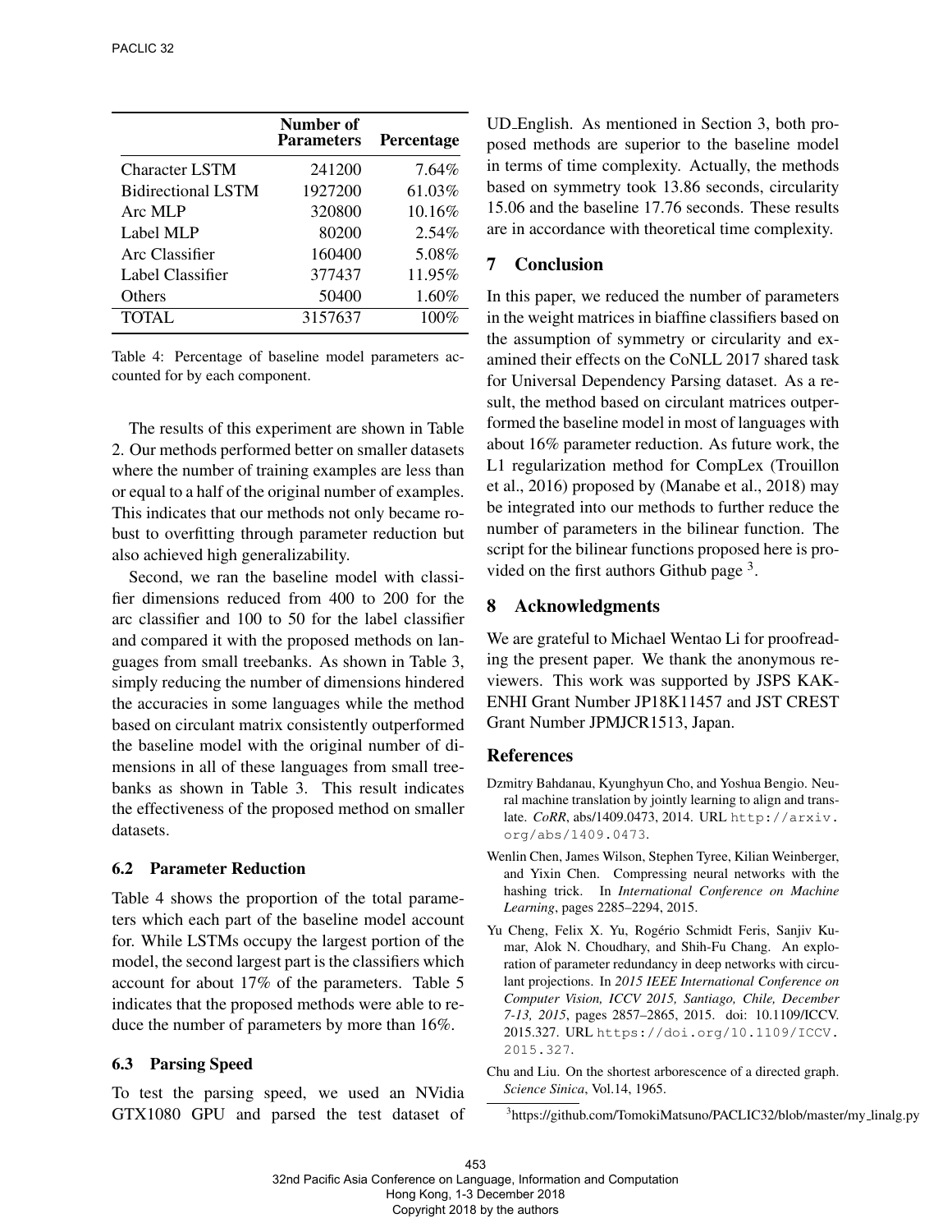|  | Number of Parameters | Percentage |
| --- | --- | --- |
| Character LSTM | 241200 | 7.64% |
| Bidirectional LSTM | 1927200 | 61.03% |
| Arc MLP | 320800 | 10.16% |
| Label MLP | 80200 | 2.54% |
| Arc Classifier | 160400 | 5.08% |
| Label Classifier | 377437 | 11.95% |
| Others | 50400 | 1.60% |
| TOTAL | 3157637 | 100% |

Table 4: Percentage of baseline model parameters accounted for by each component.

The results of this experiment are shown in Table 2. Our methods performed better on smaller datasets where the number of training examples are less than or equal to a half of the original number of examples. This indicates that our methods not only became robust to overfitting through parameter reduction but also achieved high generalizability.

Second, we ran the baseline model with classifier dimensions reduced from 400 to 200 for the arc classifier and 100 to 50 for the label classifier and compared it with the proposed methods on languages from small treebanks. As shown in Table 3, simply reducing the number of dimensions hindered the accuracies in some languages while the method based on circulant matrix consistently outperformed the baseline model with the original number of dimensions in all of these languages from small treebanks as shown in Table 3. This result indicates the effectiveness of the proposed method on smaller datasets.

### 6.2 Parameter Reduction

Table 4 shows the proportion of the total parameters which each part of the baseline model account for. While LSTMs occupy the largest portion of the model, the second largest part is the classifiers which account for about 17% of the parameters. Table 5 indicates that the proposed methods were able to reduce the number of parameters by more than 16%.

### 6.3 Parsing Speed

To test the parsing speed, we used an NVidia GTX1080 GPU and parsed the test dataset of UD_English. As mentioned in Section 3, both proposed methods are superior to the baseline model in terms of time complexity. Actually, the methods based on symmetry took 13.86 seconds, circularity 15.06 and the baseline 17.76 seconds. These results are in accordance with theoretical time complexity.

## 7 Conclusion

In this paper, we reduced the number of parameters in the weight matrices in biaffine classifiers based on the assumption of symmetry or circularity and examined their effects on the CoNLL 2017 shared task for Universal Dependency Parsing dataset. As a result, the method based on circulant matrices outperformed the baseline model in most of languages with about 16% parameter reduction. As future work, the L1 regularization method for CompLex (Trouillon et al., 2016) proposed by (Manabe et al., 2018) may be integrated into our methods to further reduce the number of parameters in the bilinear function. The script for the bilinear functions proposed here is provided on the first authors Github page [3].

## 8 Acknowledgments

We are grateful to Michael Wentao Li for proofreading the present paper. We thank the anonymous reviewers. This work was supported by JSPS KAKENHI Grant Number JP18K11457 and JST CREST Grant Number JPMJCR1513, Japan.

## References

Dzmitry Bahdanau, Kyunghyun Cho, and Yoshua Bengio. Neural machine translation by jointly learning to align and translate. *CoRR*, abs/1409.0473, 2014. URL http://arxiv.org/abs/1409.0473.

Wenlin Chen, James Wilson, Stephen Tyree, Kilian Weinberger, and Yixin Chen. Compressing neural networks with the hashing trick. In *International Conference on Machine Learning*, pages 2285–2294, 2015.

Yu Cheng, Felix X. Yu, Rogério Schmidt Feris, Sanjiv Kumar, Alok N. Choudhary, and Shih-Fu Chang. An exploration of parameter redundancy in deep networks with circulant projections. In *2015 IEEE International Conference on Computer Vision, ICCV 2015, Santiago, Chile, December 7-13, 2015*, pages 2857–2865, 2015. doi: 10.1109/ICCV.2015.327. URL https://doi.org/10.1109/ICCV.2015.327.

Chu and Liu. On the shortest arborescence of a directed graph. *Science Sinica*, Vol.14, 1965.

[3] https://github.com/TomokiMatsuno/PACLIC32/blob/master/my_linalg.py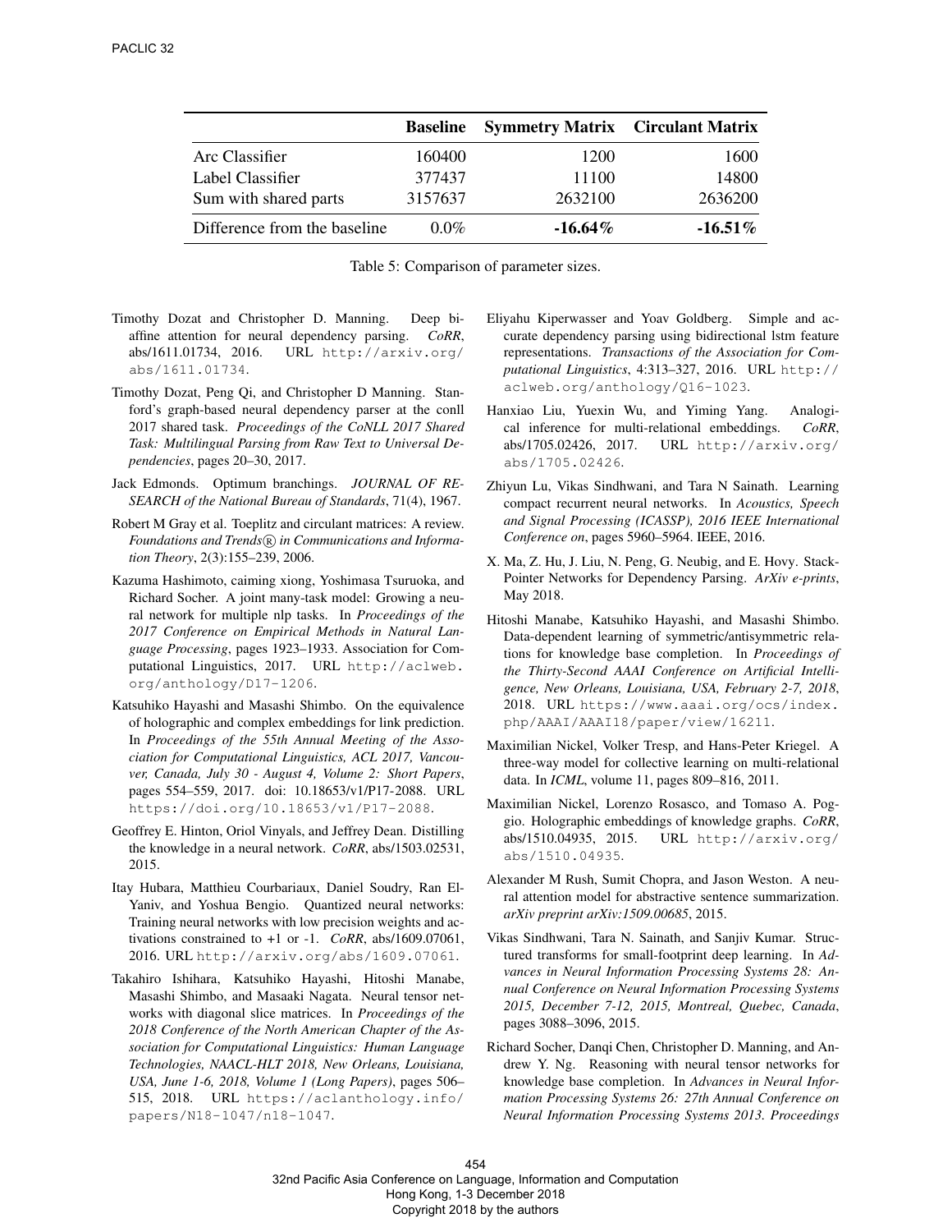| | **Baseline** | **Symmetry Matrix** | **Circulant Matrix** |
|---|---|---|---|
| Arc Classifier | 160400 | 1200 | 1600 |
| Label Classifier | 377437 | 11100 | 14800 |
| Sum with shared parts | 3157637 | 2632100 | 2636200 |
| Difference from the baseline | 0.0% | **-16.64%** | **-16.51%** |

Table 5: Comparison of parameter sizes.

Timothy Dozat and Christopher D. Manning. Deep biaffine attention for neural dependency parsing. *CoRR*, abs/1611.01734, 2016. URL http://arxiv.org/abs/1611.01734.

Timothy Dozat, Peng Qi, and Christopher D Manning. Stanford's graph-based neural dependency parser at the conll 2017 shared task. *Proceedings of the CoNLL 2017 Shared Task: Multilingual Parsing from Raw Text to Universal Dependencies*, pages 20–30, 2017.

Jack Edmonds. Optimum branchings. *JOURNAL OF RESEARCH of the National Bureau of Standards*, 71(4), 1967.

Robert M Gray et al. Toeplitz and circulant matrices: A review. *Foundations and Trends® in Communications and Information Theory*, 2(3):155–239, 2006.

Kazuma Hashimoto, caiming xiong, Yoshimasa Tsuruoka, and Richard Socher. A joint many-task model: Growing a neural network for multiple nlp tasks. In *Proceedings of the 2017 Conference on Empirical Methods in Natural Language Processing*, pages 1923–1933. Association for Computational Linguistics, 2017. URL http://aclweb.org/anthology/D17-1206.

Katsuhiko Hayashi and Masashi Shimbo. On the equivalence of holographic and complex embeddings for link prediction. In *Proceedings of the 55th Annual Meeting of the Association for Computational Linguistics, ACL 2017, Vancouver, Canada, July 30 - August 4, Volume 2: Short Papers*, pages 554–559, 2017. doi: 10.18653/v1/P17-2088. URL https://doi.org/10.18653/v1/P17-2088.

Geoffrey E. Hinton, Oriol Vinyals, and Jeffrey Dean. Distilling the knowledge in a neural network. *CoRR*, abs/1503.02531, 2015.

Itay Hubara, Matthieu Courbariaux, Daniel Soudry, Ran El-Yaniv, and Yoshua Bengio. Quantized neural networks: Training neural networks with low precision weights and activations constrained to +1 or -1. *CoRR*, abs/1609.07061, 2016. URL http://arxiv.org/abs/1609.07061.

Takahiro Ishihara, Katsuhiko Hayashi, Hitoshi Manabe, Masashi Shimbo, and Masaaki Nagata. Neural tensor networks with diagonal slice matrices. In *Proceedings of the 2018 Conference of the North American Chapter of the Association for Computational Linguistics: Human Language Technologies, NAACL-HLT 2018, New Orleans, Louisiana, USA, June 1-6, 2018, Volume 1 (Long Papers)*, pages 506–515, 2018. URL https://aclanthology.info/papers/N18-1047/n18-1047.

Eliyahu Kiperwasser and Yoav Goldberg. Simple and accurate dependency parsing using bidirectional lstm feature representations. *Transactions of the Association for Computational Linguistics*, 4:313–327, 2016. URL http://aclweb.org/anthology/Q16-1023.

Hanxiao Liu, Yuexin Wu, and Yiming Yang. Analogical inference for multi-relational embeddings. *CoRR*, abs/1705.02426, 2017. URL http://arxiv.org/abs/1705.02426.

Zhiyun Lu, Vikas Sindhwani, and Tara N Sainath. Learning compact recurrent neural networks. In *Acoustics, Speech and Signal Processing (ICASSP), 2016 IEEE International Conference on*, pages 5960–5964. IEEE, 2016.

X. Ma, Z. Hu, J. Liu, N. Peng, G. Neubig, and E. Hovy. Stack-Pointer Networks for Dependency Parsing. *ArXiv e-prints*, May 2018.

Hitoshi Manabe, Katsuhiko Hayashi, and Masashi Shimbo. Data-dependent learning of symmetric/antisymmetric relations for knowledge base completion. In *Proceedings of the Thirty-Second AAAI Conference on Artificial Intelligence, New Orleans, Louisiana, USA, February 2-7, 2018*, 2018. URL https://www.aaai.org/ocs/index.php/AAAI/AAAI18/paper/view/16211.

Maximilian Nickel, Volker Tresp, and Hans-Peter Kriegel. A three-way model for collective learning on multi-relational data. In *ICML*, volume 11, pages 809–816, 2011.

Maximilian Nickel, Lorenzo Rosasco, and Tomaso A. Poggio. Holographic embeddings of knowledge graphs. *CoRR*, abs/1510.04935, 2015. URL http://arxiv.org/abs/1510.04935.

Alexander M Rush, Sumit Chopra, and Jason Weston. A neural attention model for abstractive sentence summarization. *arXiv preprint arXiv:1509.00685*, 2015.

Vikas Sindhwani, Tara N. Sainath, and Sanjiv Kumar. Structured transforms for small-footprint deep learning. In *Advances in Neural Information Processing Systems 28: Annual Conference on Neural Information Processing Systems 2015, December 7-12, 2015, Montreal, Quebec, Canada*, pages 3088–3096, 2015.

Richard Socher, Danqi Chen, Christopher D. Manning, and Andrew Y. Ng. Reasoning with neural tensor networks for knowledge base completion. In *Advances in Neural Information Processing Systems 26: 27th Annual Conference on Neural Information Processing Systems 2013. Proceedings*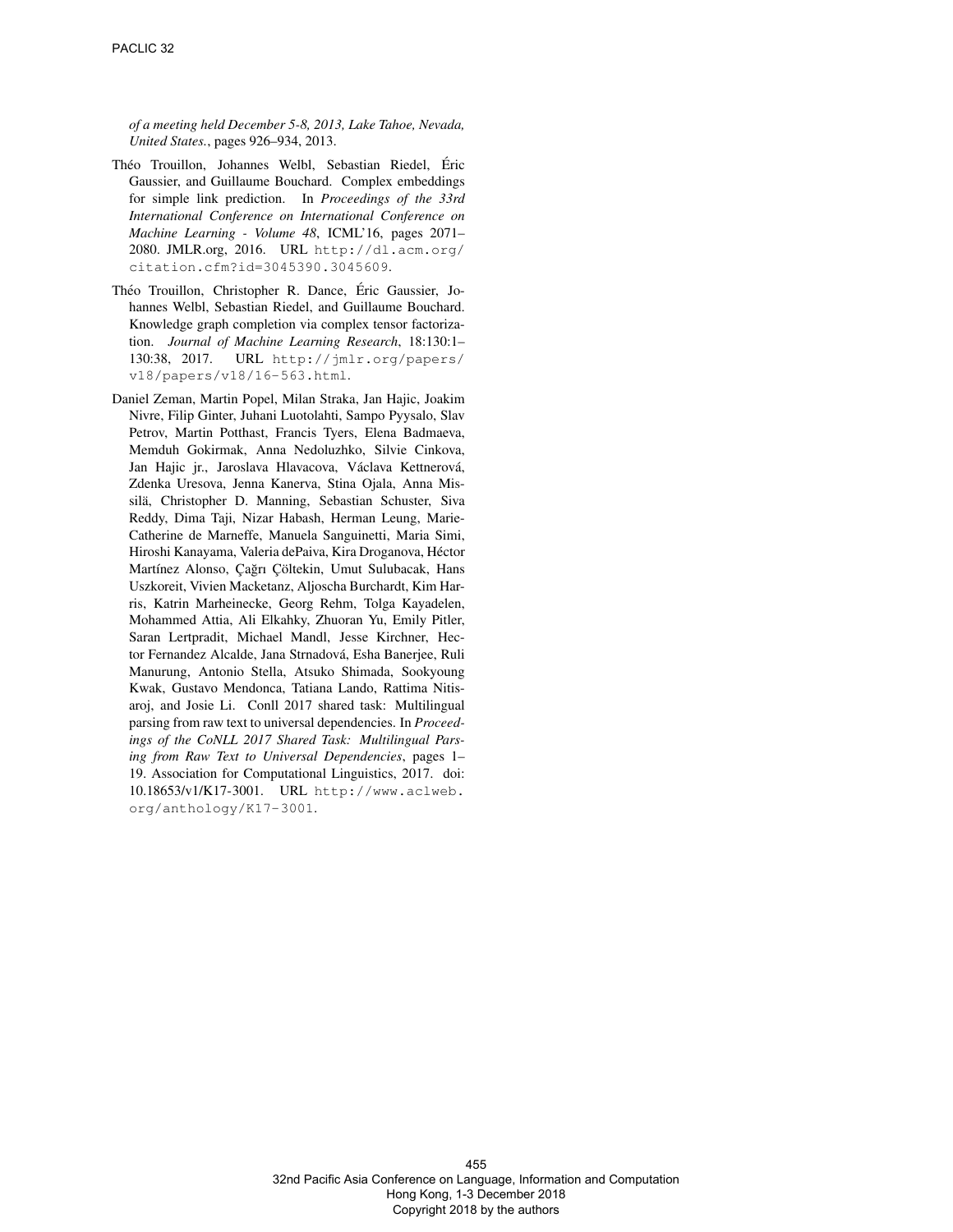*of a meeting held December 5-8, 2013, Lake Tahoe, Nevada, United States.*, pages 926–934, 2013.

Théo Trouillon, Johannes Welbl, Sebastian Riedel, Éric Gaussier, and Guillaume Bouchard. Complex embeddings for simple link prediction. In *Proceedings of the 33rd International Conference on International Conference on Machine Learning - Volume 48*, ICML'16, pages 2071–2080. JMLR.org, 2016. URL http://dl.acm.org/citation.cfm?id=3045390.3045609.

Théo Trouillon, Christopher R. Dance, Éric Gaussier, Johannes Welbl, Sebastian Riedel, and Guillaume Bouchard. Knowledge graph completion via complex tensor factorization. *Journal of Machine Learning Research*, 18:130:1–130:38, 2017. URL http://jmlr.org/papers/v18/papers/v18/16-563.html.

Daniel Zeman, Martin Popel, Milan Straka, Jan Hajic, Joakim Nivre, Filip Ginter, Juhani Luotolahti, Sampo Pyysalo, Slav Petrov, Martin Potthast, Francis Tyers, Elena Badmaeva, Memduh Gokirmak, Anna Nedoluzhko, Silvie Cinkova, Jan Hajic jr., Jaroslava Hlavacova, Václava Kettnerová, Zdenka Uresova, Jenna Kanerva, Stina Ojala, Anna Missilä, Christopher D. Manning, Sebastian Schuster, Siva Reddy, Dima Taji, Nizar Habash, Herman Leung, Marie-Catherine de Marneffe, Manuela Sanguinetti, Maria Simi, Hiroshi Kanayama, Valeria dePaiva, Kira Droganova, Héctor Martínez Alonso, Çağrı Çöltekin, Umut Sulubacak, Hans Uszkoreit, Vivien Macketanz, Aljoscha Burchardt, Kim Harris, Katrin Marheinecke, Georg Rehm, Tolga Kayadelen, Mohammed Attia, Ali Elkahky, Zhuoran Yu, Emily Pitler, Saran Lertpradit, Michael Mandl, Jesse Kirchner, Hector Fernandez Alcalde, Jana Strnadová, Esha Banerjee, Ruli Manurung, Antonio Stella, Atsuko Shimada, Sookyoung Kwak, Gustavo Mendonca, Tatiana Lando, Rattima Nitisaroj, and Josie Li. Conll 2017 shared task: Multilingual parsing from raw text to universal dependencies. In *Proceedings of the CoNLL 2017 Shared Task: Multilingual Parsing from Raw Text to Universal Dependencies*, pages 1–19. Association for Computational Linguistics, 2017. doi: 10.18653/v1/K17-3001. URL http://www.aclweb.org/anthology/K17-3001.